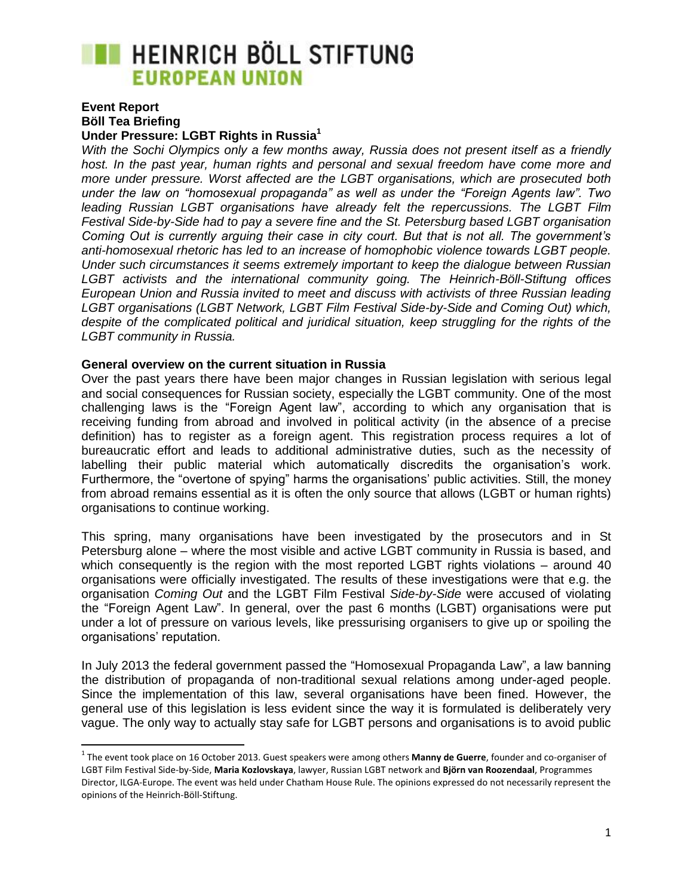**HEINRICH BÖLL STIFTUNG**
**EUROPEAN UNION**

**Event Report**
**Böll Tea Briefing**
**Under Pressure: LGBT Rights in Russia**[1]

*With the Sochi Olympics only a few months away, Russia does not present itself as a friendly host. In the past year, human rights and personal and sexual freedom have come more and more under pressure. Worst affected are the LGBT organisations, which are prosecuted both under the law on "homosexual propaganda" as well as under the "Foreign Agents law". Two leading Russian LGBT organisations have already felt the repercussions. The LGBT Film Festival Side-by-Side had to pay a severe fine and the St. Petersburg based LGBT organisation Coming Out is currently arguing their case in city court. But that is not all. The government's anti-homosexual rhetoric has led to an increase of homophobic violence towards LGBT people. Under such circumstances it seems extremely important to keep the dialogue between Russian LGBT activists and the international community going. The Heinrich-Böll-Stiftung offices European Union and Russia invited to meet and discuss with activists of three Russian leading LGBT organisations (LGBT Network, LGBT Film Festival Side-by-Side and Coming Out) which, despite of the complicated political and juridical situation, keep struggling for the rights of the LGBT community in Russia.*

**General overview on the current situation in Russia**

Over the past years there have been major changes in Russian legislation with serious legal and social consequences for Russian society, especially the LGBT community. One of the most challenging laws is the "Foreign Agent law", according to which any organisation that is receiving funding from abroad and involved in political activity (in the absence of a precise definition) has to register as a foreign agent. This registration process requires a lot of bureaucratic effort and leads to additional administrative duties, such as the necessity of labelling their public material which automatically discredits the organisation's work. Furthermore, the "overtone of spying" harms the organisations' public activities. Still, the money from abroad remains essential as it is often the only source that allows (LGBT or human rights) organisations to continue working.

This spring, many organisations have been investigated by the prosecutors and in St Petersburg alone – where the most visible and active LGBT community in Russia is based, and which consequently is the region with the most reported LGBT rights violations – around 40 organisations were officially investigated. The results of these investigations were that e.g. the organisation *Coming Out* and the LGBT Film Festival *Side-by-Side* were accused of violating the "Foreign Agent Law". In general, over the past 6 months (LGBT) organisations were put under a lot of pressure on various levels, like pressurising organisers to give up or spoiling the organisations' reputation.

In July 2013 the federal government passed the "Homosexual Propaganda Law", a law banning the distribution of propaganda of non-traditional sexual relations among under-aged people. Since the implementation of this law, several organisations have been fined. However, the general use of this legislation is less evident since the way it is formulated is deliberately very vague. The only way to actually stay safe for LGBT persons and organisations is to avoid public

---

[1] The event took place on 16 October 2013. Guest speakers were among others **Manny de Guerre**, founder and co-organiser of LGBT Film Festival Side-by-Side, **Maria Kozlovskaya**, lawyer, Russian LGBT network and **Björn van Roozendaal**, Programmes Director, ILGA-Europe. The event was held under Chatham House Rule. The opinions expressed do not necessarily represent the opinions of the Heinrich-Böll-Stiftung.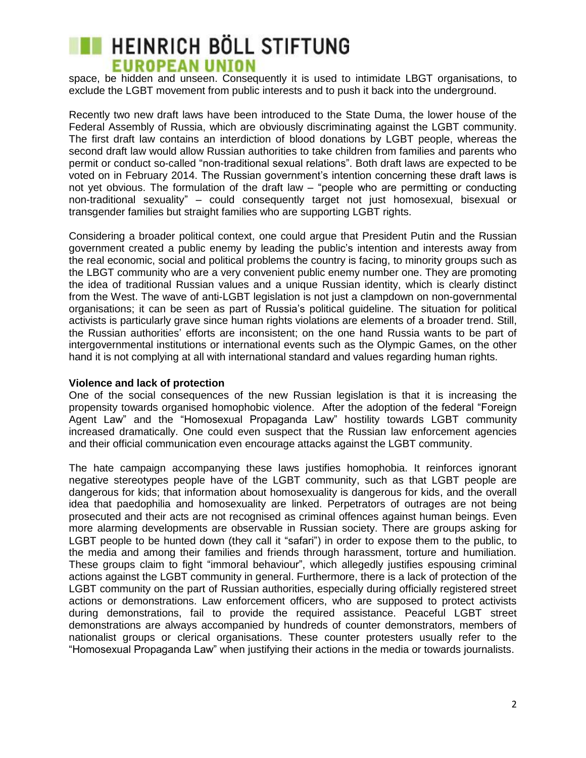space, be hidden and unseen. Consequently it is used to intimidate LBGT organisations, to exclude the LGBT movement from public interests and to push it back into the underground.

Recently two new draft laws have been introduced to the State Duma, the lower house of the Federal Assembly of Russia, which are obviously discriminating against the LGBT community. The first draft law contains an interdiction of blood donations by LGBT people, whereas the second draft law would allow Russian authorities to take children from families and parents who permit or conduct so-called "non-traditional sexual relations". Both draft laws are expected to be voted on in February 2014. The Russian government's intention concerning these draft laws is not yet obvious. The formulation of the draft law – "people who are permitting or conducting non-traditional sexuality" – could consequently target not just homosexual, bisexual or transgender families but straight families who are supporting LGBT rights.

Considering a broader political context, one could argue that President Putin and the Russian government created a public enemy by leading the public's intention and interests away from the real economic, social and political problems the country is facing, to minority groups such as the LBGT community who are a very convenient public enemy number one. They are promoting the idea of traditional Russian values and a unique Russian identity, which is clearly distinct from the West. The wave of anti-LGBT legislation is not just a clampdown on non-governmental organisations; it can be seen as part of Russia's political guideline. The situation for political activists is particularly grave since human rights violations are elements of a broader trend. Still, the Russian authorities' efforts are inconsistent; on the one hand Russia wants to be part of intergovernmental institutions or international events such as the Olympic Games, on the other hand it is not complying at all with international standard and values regarding human rights.

**Violence and lack of protection**

One of the social consequences of the new Russian legislation is that it is increasing the propensity towards organised homophobic violence. After the adoption of the federal "Foreign Agent Law" and the "Homosexual Propaganda Law" hostility towards LGBT community increased dramatically. One could even suspect that the Russian law enforcement agencies and their official communication even encourage attacks against the LGBT community.

The hate campaign accompanying these laws justifies homophobia. It reinforces ignorant negative stereotypes people have of the LGBT community, such as that LGBT people are dangerous for kids; that information about homosexuality is dangerous for kids, and the overall idea that paedophilia and homosexuality are linked. Perpetrators of outrages are not being prosecuted and their acts are not recognised as criminal offences against human beings. Even more alarming developments are observable in Russian society. There are groups asking for LGBT people to be hunted down (they call it "safari") in order to expose them to the public, to the media and among their families and friends through harassment, torture and humiliation. These groups claim to fight "immoral behaviour", which allegedly justifies espousing criminal actions against the LGBT community in general. Furthermore, there is a lack of protection of the LGBT community on the part of Russian authorities, especially during officially registered street actions or demonstrations. Law enforcement officers, who are supposed to protect activists during demonstrations, fail to provide the required assistance. Peaceful LGBT street demonstrations are always accompanied by hundreds of counter demonstrators, members of nationalist groups or clerical organisations. These counter protesters usually refer to the "Homosexual Propaganda Law" when justifying their actions in the media or towards journalists.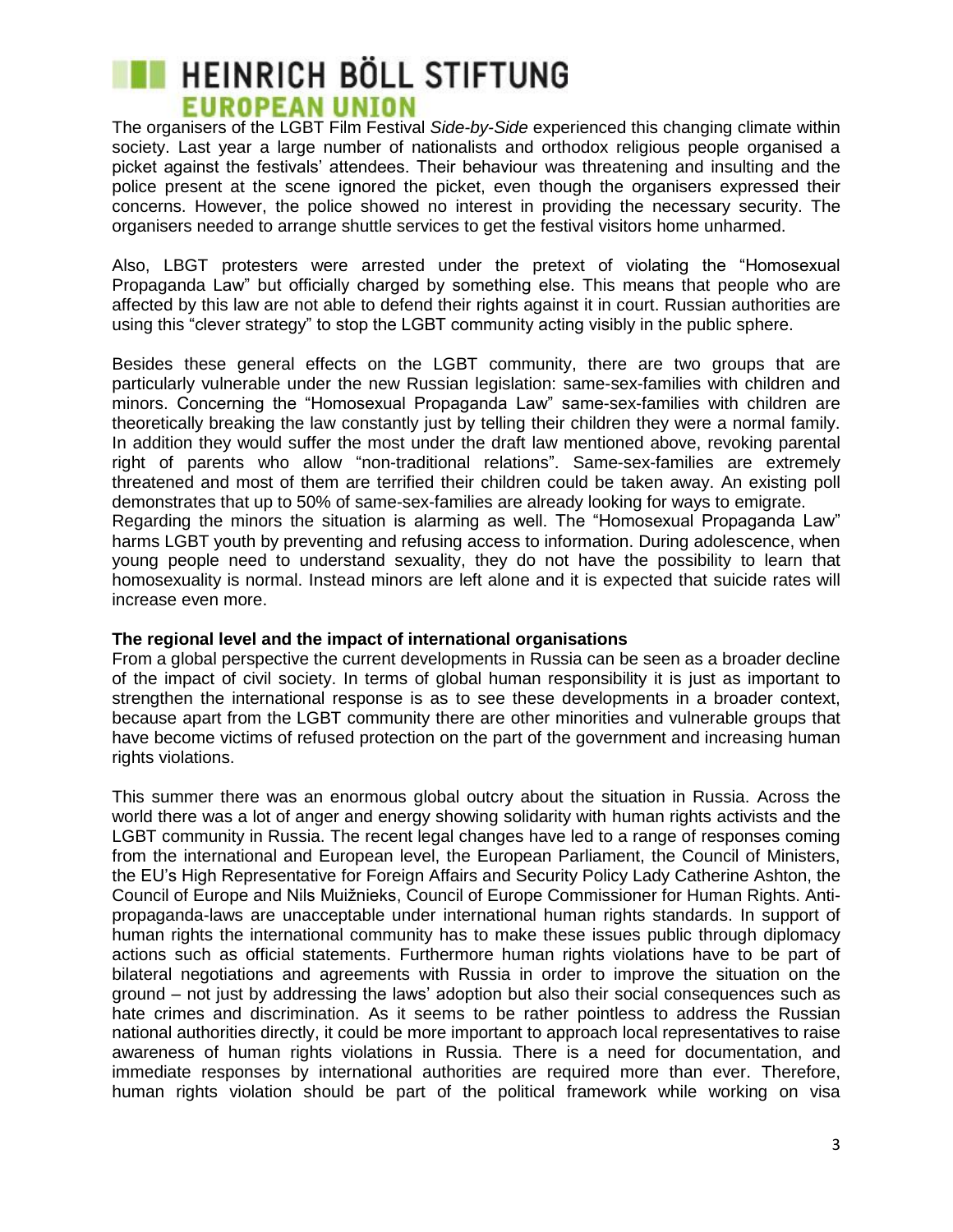The organisers of the LGBT Film Festival *Side-by-Side* experienced this changing climate within society. Last year a large number of nationalists and orthodox religious people organised a picket against the festivals' attendees. Their behaviour was threatening and insulting and the police present at the scene ignored the picket, even though the organisers expressed their concerns. However, the police showed no interest in providing the necessary security. The organisers needed to arrange shuttle services to get the festival visitors home unharmed.

Also, LBGT protesters were arrested under the pretext of violating the "Homosexual Propaganda Law" but officially charged by something else. This means that people who are affected by this law are not able to defend their rights against it in court. Russian authorities are using this "clever strategy" to stop the LGBT community acting visibly in the public sphere.

Besides these general effects on the LGBT community, there are two groups that are particularly vulnerable under the new Russian legislation: same-sex-families with children and minors. Concerning the "Homosexual Propaganda Law" same-sex-families with children are theoretically breaking the law constantly just by telling their children they were a normal family. In addition they would suffer the most under the draft law mentioned above, revoking parental right of parents who allow "non-traditional relations". Same-sex-families are extremely threatened and most of them are terrified their children could be taken away. An existing poll demonstrates that up to 50% of same-sex-families are already looking for ways to emigrate.
Regarding the minors the situation is alarming as well. The "Homosexual Propaganda Law" harms LGBT youth by preventing and refusing access to information. During adolescence, when young people need to understand sexuality, they do not have the possibility to learn that homosexuality is normal. Instead minors are left alone and it is expected that suicide rates will increase even more.

**The regional level and the impact of international organisations**

From a global perspective the current developments in Russia can be seen as a broader decline of the impact of civil society. In terms of global human responsibility it is just as important to strengthen the international response is as to see these developments in a broader context, because apart from the LGBT community there are other minorities and vulnerable groups that have become victims of refused protection on the part of the government and increasing human rights violations.

This summer there was an enormous global outcry about the situation in Russia. Across the world there was a lot of anger and energy showing solidarity with human rights activists and the LGBT community in Russia. The recent legal changes have led to a range of responses coming from the international and European level, the European Parliament, the Council of Ministers, the EU's High Representative for Foreign Affairs and Security Policy Lady Catherine Ashton, the Council of Europe and Nils Muižnieks, Council of Europe Commissioner for Human Rights. Anti-propaganda-laws are unacceptable under international human rights standards. In support of human rights the international community has to make these issues public through diplomacy actions such as official statements. Furthermore human rights violations have to be part of bilateral negotiations and agreements with Russia in order to improve the situation on the ground – not just by addressing the laws' adoption but also their social consequences such as hate crimes and discrimination. As it seems to be rather pointless to address the Russian national authorities directly, it could be more important to approach local representatives to raise awareness of human rights violations in Russia. There is a need for documentation, and immediate responses by international authorities are required more than ever. Therefore, human rights violation should be part of the political framework while working on visa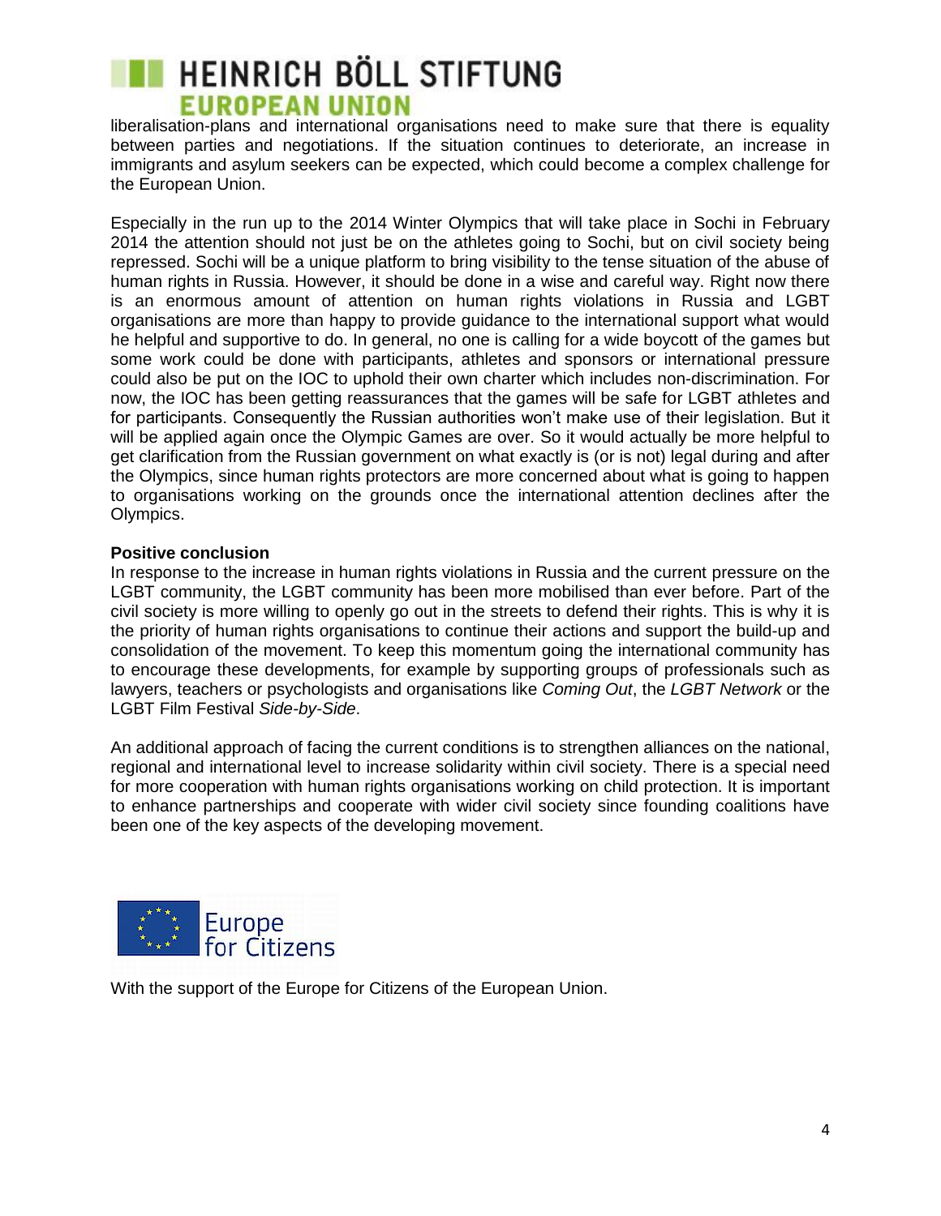liberalisation-plans and international organisations need to make sure that there is equality between parties and negotiations. If the situation continues to deteriorate, an increase in immigrants and asylum seekers can be expected, which could become a complex challenge for the European Union.

Especially in the run up to the 2014 Winter Olympics that will take place in Sochi in February 2014 the attention should not just be on the athletes going to Sochi, but on civil society being repressed. Sochi will be a unique platform to bring visibility to the tense situation of the abuse of human rights in Russia. However, it should be done in a wise and careful way. Right now there is an enormous amount of attention on human rights violations in Russia and LGBT organisations are more than happy to provide guidance to the international support what would he helpful and supportive to do. In general, no one is calling for a wide boycott of the games but some work could be done with participants, athletes and sponsors or international pressure could also be put on the IOC to uphold their own charter which includes non-discrimination. For now, the IOC has been getting reassurances that the games will be safe for LGBT athletes and for participants. Consequently the Russian authorities won't make use of their legislation. But it will be applied again once the Olympic Games are over. So it would actually be more helpful to get clarification from the Russian government on what exactly is (or is not) legal during and after the Olympics, since human rights protectors are more concerned about what is going to happen to organisations working on the grounds once the international attention declines after the Olympics.

**Positive conclusion**

In response to the increase in human rights violations in Russia and the current pressure on the LGBT community, the LGBT community has been more mobilised than ever before. Part of the civil society is more willing to openly go out in the streets to defend their rights. This is why it is the priority of human rights organisations to continue their actions and support the build-up and consolidation of the movement. To keep this momentum going the international community has to encourage these developments, for example by supporting groups of professionals such as lawyers, teachers or psychologists and organisations like *Coming Out*, the *LGBT Network* or the LGBT Film Festival *Side-by-Side*.

An additional approach of facing the current conditions is to strengthen alliances on the national, regional and international level to increase solidarity within civil society. There is a special need for more cooperation with human rights organisations working on child protection. It is important to enhance partnerships and cooperate with wider civil society since founding coalitions have been one of the key aspects of the developing movement.

Europe for Citizens

With the support of the Europe for Citizens of the European Union.